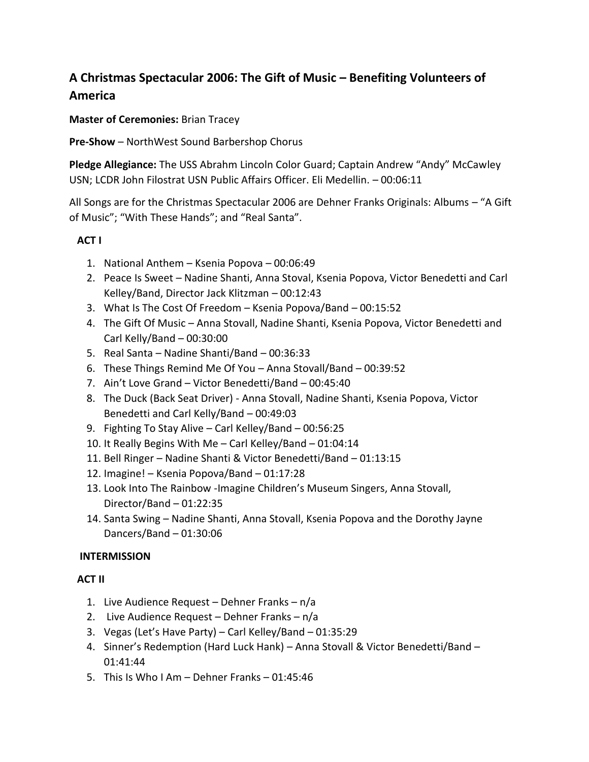# A Christmas Spectacular 2006: The Gift of Music – Benefiting Volunteers of America

**Master of Ceremonies:** Brian Tracey

**Pre-Show** – NorthWest Sound Barbershop Chorus

**Pledge Allegiance:** The USS Abrahm Lincoln Color Guard; Captain Andrew "Andy" McCawley USN; LCDR John Filostrat USN Public Affairs Officer. Eli Medellin. – 00:06:11

All Songs are for the Christmas Spectacular 2006 are Dehner Franks Originals: Albums – "A Gift of Music"; "With These Hands"; and "Real Santa".

## ACT I

1. National Anthem – Ksenia Popova – 00:06:49
2. Peace Is Sweet – Nadine Shanti, Anna Stoval, Ksenia Popova, Victor Benedetti and Carl Kelley/Band, Director Jack Klitzman – 00:12:43
3. What Is The Cost Of Freedom – Ksenia Popova/Band – 00:15:52
4. The Gift Of Music – Anna Stovall, Nadine Shanti, Ksenia Popova, Victor Benedetti and Carl Kelly/Band – 00:30:00
5. Real Santa – Nadine Shanti/Band – 00:36:33
6. These Things Remind Me Of You – Anna Stovall/Band – 00:39:52
7. Ain't Love Grand – Victor Benedetti/Band – 00:45:40
8. The Duck (Back Seat Driver) - Anna Stovall, Nadine Shanti, Ksenia Popova, Victor Benedetti and Carl Kelly/Band – 00:49:03
9. Fighting To Stay Alive – Carl Kelley/Band – 00:56:25
10. It Really Begins With Me – Carl Kelley/Band – 01:04:14
11. Bell Ringer – Nadine Shanti & Victor Benedetti/Band – 01:13:15
12. Imagine! – Ksenia Popova/Band – 01:17:28
13. Look Into The Rainbow -Imagine Children's Museum Singers, Anna Stovall, Director/Band – 01:22:35
14. Santa Swing – Nadine Shanti, Anna Stovall, Ksenia Popova and the Dorothy Jayne Dancers/Band – 01:30:06

## INTERMISSION

## ACT II

1. Live Audience Request – Dehner Franks – n/a
2. Live Audience Request – Dehner Franks – n/a
3. Vegas (Let's Have Party) – Carl Kelley/Band – 01:35:29
4. Sinner's Redemption (Hard Luck Hank) – Anna Stovall & Victor Benedetti/Band – 01:41:44
5. This Is Who I Am – Dehner Franks – 01:45:46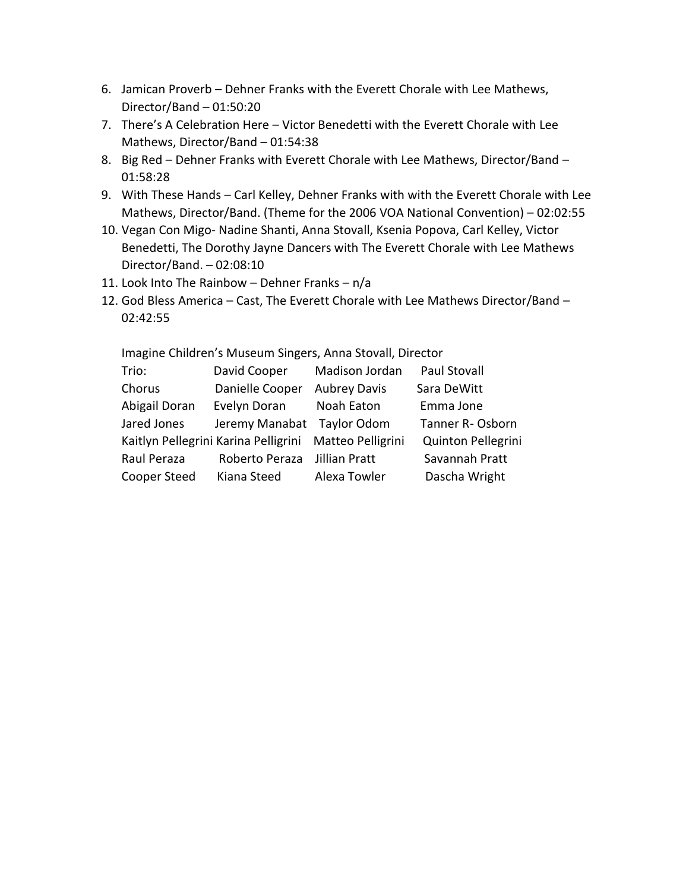6. Jamican Proverb – Dehner Franks with the Everett Chorale with Lee Mathews, Director/Band – 01:50:20
7. There's A Celebration Here – Victor Benedetti with the Everett Chorale with Lee Mathews, Director/Band – 01:54:38
8. Big Red – Dehner Franks with Everett Chorale with Lee Mathews, Director/Band – 01:58:28
9. With These Hands – Carl Kelley, Dehner Franks with with the Everett Chorale with Lee Mathews, Director/Band. (Theme for the 2006 VOA National Convention) – 02:02:55
10. Vegan Con Migo- Nadine Shanti, Anna Stovall, Ksenia Popova, Carl Kelley, Victor Benedetti, The Dorothy Jayne Dancers with The Everett Chorale with Lee Mathews Director/Band. – 02:08:10
11. Look Into The Rainbow – Dehner Franks – n/a
12. God Bless America – Cast, The Everett Chorale with Lee Mathews Director/Band – 02:42:55

Imagine Children's Museum Singers, Anna Stovall, Director

| | | | |
|---|---|---|---|
| Trio: | David Cooper | Madison Jordan | Paul Stovall |
| Chorus | Danielle Cooper | Aubrey Davis | Sara DeWitt |
| Abigail Doran | Evelyn Doran | Noah Eaton | Emma Jone |
| Jared Jones | Jeremy Manabat | Taylor Odom | Tanner R- Osborn |
| Kaitlyn Pellegrini | Karina Pelligrini | Matteo Pelligrini | Quinton Pellegrini |
| Raul Peraza | Roberto Peraza | Jillian Pratt | Savannah Pratt |
| Cooper Steed | Kiana Steed | Alexa Towler | Dascha Wright |